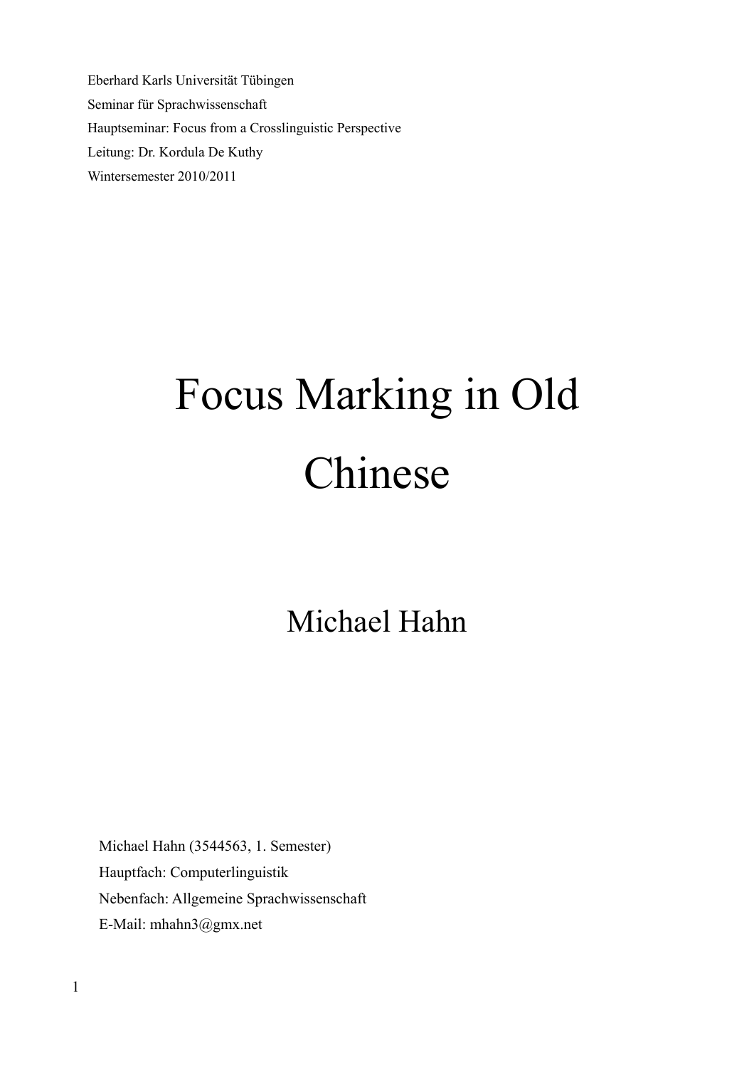Eberhard Karls Universität Tübingen

Seminar für Sprachwissenschaft

Hauptseminar: Focus from a Crosslinguistic Perspective

Leitung: Dr. Kordula De Kuthy

Wintersemester 2010/2011

# Focus Marking in Old Chinese

## Michael Hahn

Michael Hahn (3544563, 1. Semester)

Hauptfach: Computerlinguistik

Nebenfach: Allgemeine Sprachwissenschaft

E-Mail: mhahn3@gmx.net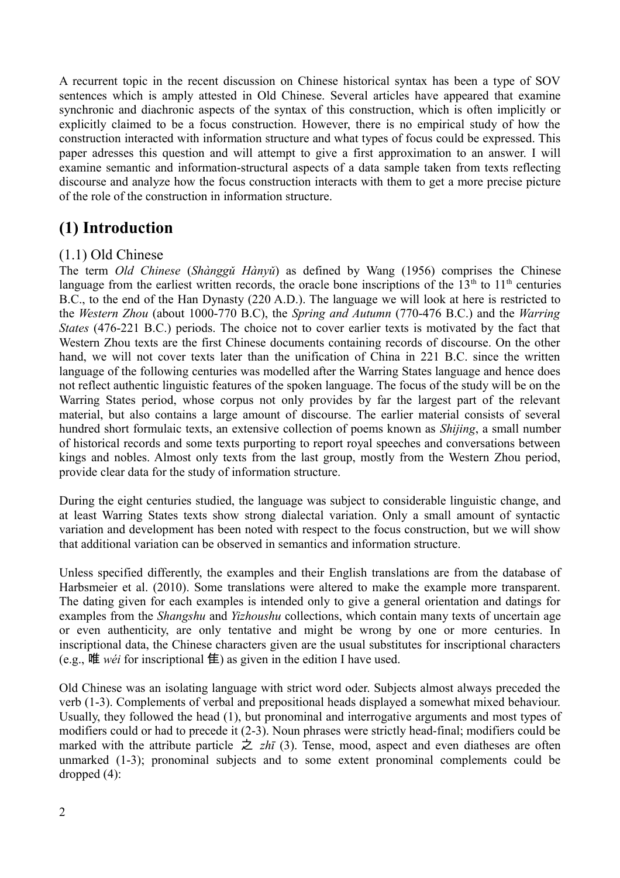A recurrent topic in the recent discussion on Chinese historical syntax has been a type of SOV sentences which is amply attested in Old Chinese. Several articles have appeared that examine synchronic and diachronic aspects of the syntax of this construction, which is often implicitly or explicitly claimed to be a focus construction. However, there is no empirical study of how the construction interacted with information structure and what types of focus could be expressed. This paper adresses this question and will attempt to give a first approximation to an answer. I will examine semantic and information-structural aspects of a data sample taken from texts reflecting discourse and analyze how the focus construction interacts with them to get a more precise picture of the role of the construction in information structure.

## (1) Introduction

### (1.1) Old Chinese

The term *Old Chinese* (*Shànggǔ Hànyǔ*) as defined by Wang (1956) comprises the Chinese language from the earliest written records, the oracle bone inscriptions of the 13th to 11th centuries B.C., to the end of the Han Dynasty (220 A.D.). The language we will look at here is restricted to the *Western Zhou* (about 1000-770 B.C), the *Spring and Autumn* (770-476 B.C.) and the *Warring States* (476-221 B.C.) periods. The choice not to cover earlier texts is motivated by the fact that Western Zhou texts are the first Chinese documents containing records of discourse. On the other hand, we will not cover texts later than the unification of China in 221 B.C. since the written language of the following centuries was modelled after the Warring States language and hence does not reflect authentic linguistic features of the spoken language. The focus of the study will be on the Warring States period, whose corpus not only provides by far the largest part of the relevant material, but also contains a large amount of discourse. The earlier material consists of several hundred short formulaic texts, an extensive collection of poems known as *Shijing*, a small number of historical records and some texts purporting to report royal speeches and conversations between kings and nobles. Almost only texts from the last group, mostly from the Western Zhou period, provide clear data for the study of information structure.

During the eight centuries studied, the language was subject to considerable linguistic change, and at least Warring States texts show strong dialectal variation. Only a small amount of syntactic variation and development has been noted with respect to the focus construction, but we will show that additional variation can be observed in semantics and information structure.

Unless specified differently, the examples and their English translations are from the database of Harbsmeier et al. (2010). Some translations were altered to make the example more transparent. The dating given for each examples is intended only to give a general orientation and datings for examples from the *Shangshu* and *Yizhoushu* collections, which contain many texts of uncertain age or even authenticity, are only tentative and might be wrong by one or more centuries. In inscriptional data, the Chinese characters given are the usual substitutes for inscriptional characters (e.g., 唯 *wéi* for inscriptional 隹) as given in the edition I have used.

Old Chinese was an isolating language with strict word oder. Subjects almost always preceded the verb (1-3). Complements of verbal and prepositional heads displayed a somewhat mixed behaviour. Usually, they followed the head (1), but pronominal and interrogative arguments and most types of modifiers could or had to precede it (2-3). Noun phrases were strictly head-final; modifiers could be marked with the attribute particle 之 *zhī* (3). Tense, mood, aspect and even diatheses are often unmarked (1-3); pronominal subjects and to some extent pronominal complements could be dropped (4):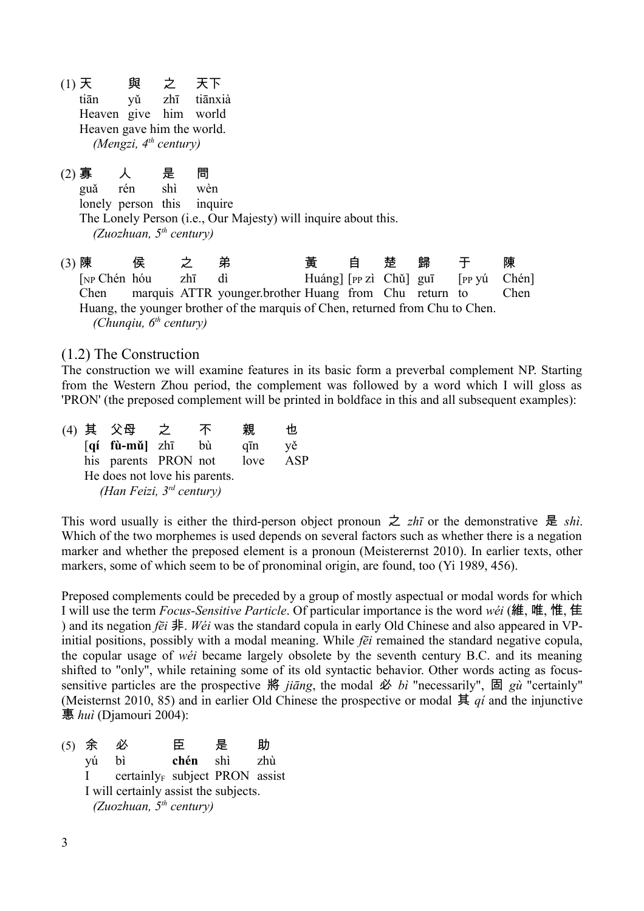(1) 天　　與　之　天下
tiān　yǔ　zhī　tiānxià
Heaven give him world
Heaven gave him the world.
*(Mengzi, 4th century)*

(2) 寡　人　是　問
guǎ　rén　shì　wèn
lonely person this inquire
The Lonely Person (i.e., Our Majesty) will inquire about this.
*(Zuozhuan, 5th century)*

(3) 陳　侯　之　弟　黃　自　楚　歸　于　陳
[NP Chén hóu zhī dì Huáng] [PP zì Chǔ] guī [PP yú Chén]
Chen marquis ATTR younger.brother Huang from Chu return to Chen
Huang, the younger brother of the marquis of Chen, returned from Chu to Chen.
*(Chunqiu, 6th century)*

## (1.2) The Construction

The construction we will examine features in its basic form a preverbal complement NP. Starting from the Western Zhou period, the complement was followed by a word which I will gloss as 'PRON' (the preposed complement will be printed in boldface in this and all subsequent examples):

(4) 其　父母　之　不　親　也
[**qí fù-mǔ**] zhī bù qīn yě
his parents PRON not love ASP
He does not love his parents.
*(Han Feizi, 3rd century)*

This word usually is either the third-person object pronoun 之 *zhī* or the demonstrative 是 *shì*. Which of the two morphemes is used depends on several factors such as whether there is a negation marker and whether the preposed element is a pronoun (Meisterernst 2010). In earlier texts, other markers, some of which seem to be of pronominal origin, are found, too (Yi 1989, 456).

Preposed complements could be preceded by a group of mostly aspectual or modal words for which I will use the term *Focus-Sensitive Particle*. Of particular importance is the word *wéi* (維, 唯, 惟, 隹) and its negation *fēi* 非. *Wéi* was the standard copula in early Old Chinese and also appeared in VP-initial positions, possibly with a modal meaning. While *fēi* remained the standard negative copula, the copular usage of *wéi* became largely obsolete by the seventh century B.C. and its meaning shifted to "only", while retaining some of its old syntactic behavior. Other words acting as focus-sensitive particles are the prospective 將 *jiāng*, the modal 必 *bì* "necessarily", 固 *gù* "certainly" (Meisternst 2010, 85) and in earlier Old Chinese the prospective or modal 其 *qí* and the injunctive 惠 *huì* (Djamouri 2004):

(5) 余　必　臣　是　助
yú　bì　**chén**　shì　zhù
I　certainly$_F$　subject　PRON　assist
I will certainly assist the subjects.
*(Zuozhuan, 5th century)*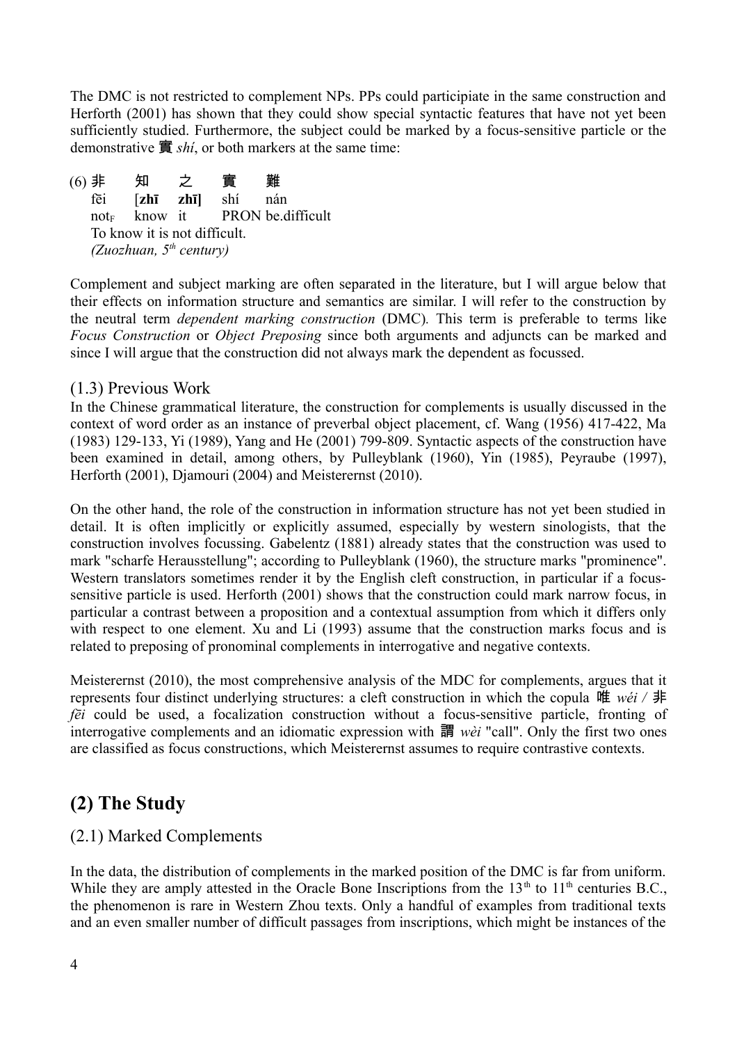The DMC is not restricted to complement NPs. PPs could participiate in the same construction and Herforth (2001) has shown that they could show special syntactic features that have not yet been sufficiently studied. Furthermore, the subject could be marked by a focus-sensitive particle or the demonstrative 實 *shí*, or both markers at the same time:

(6) 非 知 之 實 難
fēi [**zhī zhī**] shí nán
$not_F$ know it PRON be.difficult
To know it is not difficult.
*(Zuozhuan, 5th century)*

Complement and subject marking are often separated in the literature, but I will argue below that their effects on information structure and semantics are similar. I will refer to the construction by the neutral term *dependent marking construction* (DMC). This term is preferable to terms like *Focus Construction* or *Object Preposing* since both arguments and adjuncts can be marked and since I will argue that the construction did not always mark the dependent as focussed.

### (1.3) Previous Work

In the Chinese grammatical literature, the construction for complements is usually discussed in the context of word order as an instance of preverbal object placement, cf. Wang (1956) 417-422, Ma (1983) 129-133, Yi (1989), Yang and He (2001) 799-809. Syntactic aspects of the construction have been examined in detail, among others, by Pulleyblank (1960), Yin (1985), Peyraube (1997), Herforth (2001), Djamouri (2004) and Meisterernst (2010).

On the other hand, the role of the construction in information structure has not yet been studied in detail. It is often implicitly or explicitly assumed, especially by western sinologists, that the construction involves focussing. Gabelentz (1881) already states that the construction was used to mark "scharfe Herausstellung"; according to Pulleyblank (1960), the structure marks "prominence". Western translators sometimes render it by the English cleft construction, in particular if a focus-sensitive particle is used. Herforth (2001) shows that the construction could mark narrow focus, in particular a contrast between a proposition and a contextual assumption from which it differs only with respect to one element. Xu and Li (1993) assume that the construction marks focus and is related to preposing of pronominal complements in interrogative and negative contexts.

Meisterernst (2010), the most comprehensive analysis of the MDC for complements, argues that it represents four distinct underlying structures: a cleft construction in which the copula 唯 *wéi* / 非 *fēi* could be used, a focalization construction without a focus-sensitive particle, fronting of interrogative complements and an idiomatic expression with 謂 *wèi* "call". Only the first two ones are classified as focus constructions, which Meisterernst assumes to require contrastive contexts.

## (2) The Study

### (2.1) Marked Complements

In the data, the distribution of complements in the marked position of the DMC is far from uniform. While they are amply attested in the Oracle Bone Inscriptions from the 13th to 11th centuries B.C., the phenomenon is rare in Western Zhou texts. Only a handful of examples from traditional texts and an even smaller number of difficult passages from inscriptions, which might be instances of the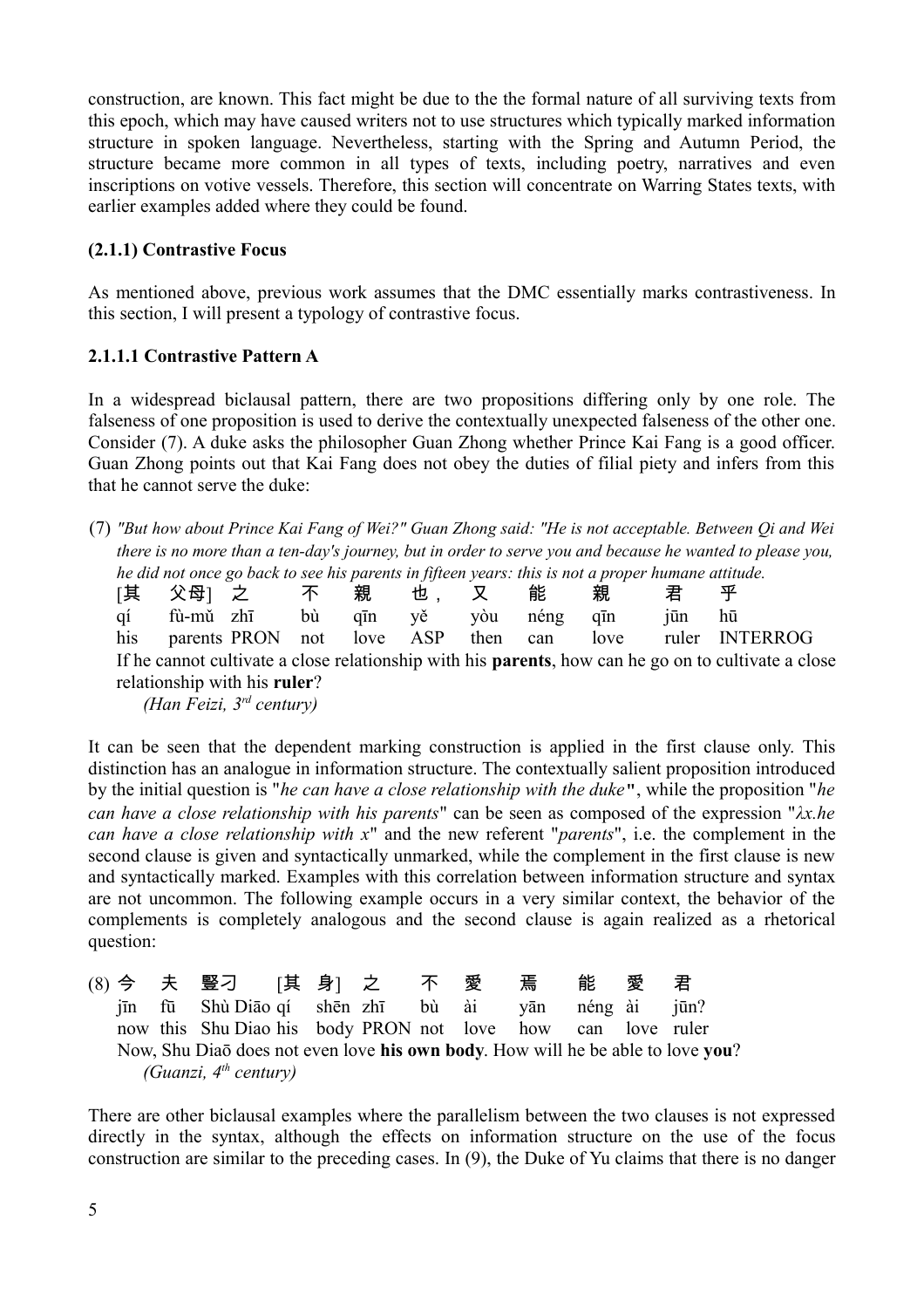construction, are known. This fact might be due to the the formal nature of all surviving texts from this epoch, which may have caused writers not to use structures which typically marked information structure in spoken language. Nevertheless, starting with the Spring and Autumn Period, the structure became more common in all types of texts, including poetry, narratives and even inscriptions on votive vessels. Therefore, this section will concentrate on Warring States texts, with earlier examples added where they could be found.

### (2.1.1) Contrastive Focus

As mentioned above, previous work assumes that the DMC essentially marks contrastiveness. In this section, I will present a typology of contrastive focus.

#### 2.1.1.1 Contrastive Pattern A

In a widespread biclausal pattern, there are two propositions differing only by one role. The falseness of one proposition is used to derive the contextually unexpected falseness of the other one. Consider (7). A duke asks the philosopher Guan Zhong whether Prince Kai Fang is a good officer. Guan Zhong points out that Kai Fang does not obey the duties of filial piety and infers from this that he cannot serve the duke:

(7) *"But how about Prince Kai Fang of Wei?" Guan Zhong said: "He is not acceptable. Between Qi and Wei there is no more than a ten-day's journey, but in order to serve you and because he wanted to please you, he did not once go back to see his parents in fifteen years: this is not a proper humane attitude.*

| [其 | 父母] | 之 | 不 | 親 | 也， | 又 | 能 | 親 | 君 | 乎 |
|---|---|---|---|---|---|---|---|---|---|---|
| qí | fù-mǔ | zhī | bù | qīn | yě | yòu | néng | qīn | jūn | hū |
| his | parents | PRON | not | love | ASP | then | can | love | ruler | INTERROG |

If he cannot cultivate a close relationship with his **parents**, how can he go on to cultivate a close relationship with his **ruler**?
*(Han Feizi, 3rd century)*

It can be seen that the dependent marking construction is applied in the first clause only. This distinction has an analogue in information structure. The contextually salient proposition introduced by the initial question is "*he can have a close relationship with the duke*", while the proposition "*he can have a close relationship with his parents*" can be seen as composed of the expression "*λx.he can have a close relationship with x*" and the new referent "*parents*", i.e. the complement in the second clause is given and syntactically unmarked, while the complement in the first clause is new and syntactically marked. Examples with this correlation between information structure and syntax are not uncommon. The following example occurs in a very similar context, the behavior of the complements is completely analogous and the second clause is again realized as a rhetorical question:

(8)

| 今 | 夫 | 豎刁 | [其 | 身] | 之 | 不 | 愛 | 焉 | 能 | 愛 | 君 |
|---|---|---|---|---|---|---|---|---|---|---|---|
| jīn | fū | Shù Diāo | qí | shēn | zhī | bù | ài | yān | néng | ài | jūn? |
| now | this | Shu Diao | his | body | PRON | not | love | how | can | love | ruler |

Now, Shu Diāo does not even love **his own body**. How will he be able to love **you**?
*(Guanzi, 4th century)*

There are other biclausal examples where the parallelism between the two clauses is not expressed directly in the syntax, although the effects on information structure on the use of the focus construction are similar to the preceding cases. In (9), the Duke of Yu claims that there is no danger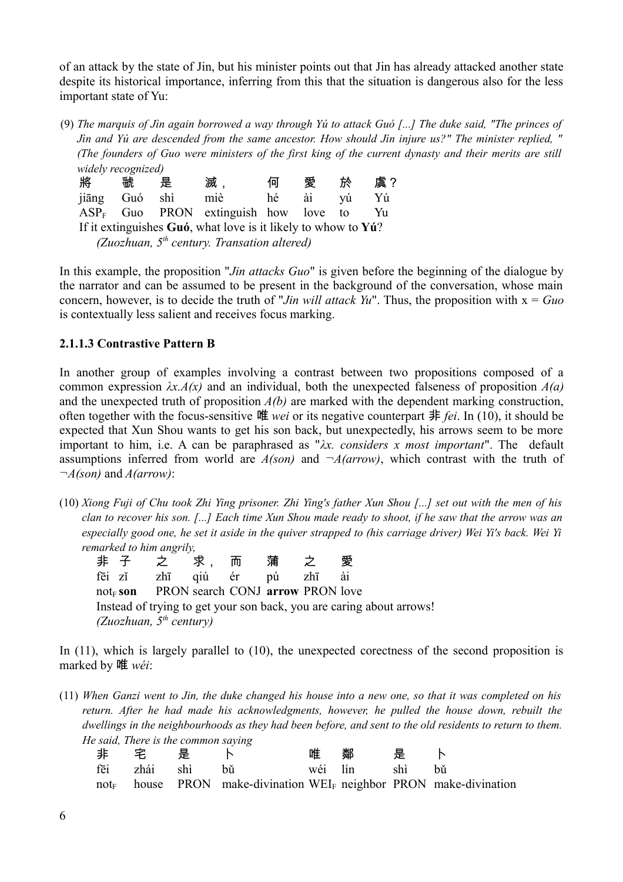of an attack by the state of Jin, but his minister points out that Jin has already attacked another state despite its historical importance, inferring from this that the situation is dangerous also for the less important state of Yu:

(9) *The marquis of Jìn again borrowed a way through Yú to attack Guó [...] The duke said, "The princes of Jìn and Yú are descended from the same ancestor. How should Jìn injure us?" The minister replied, " (The founders of Guo were ministers of the first king of the current dynasty and their merits are still widely recognized)*

| 將 | 虢 | 是 | 滅， | 何 | 愛 | 於 | 虞？ |
|---|---|---|---|---|---|---|---|
| jiāng | Guó | shì | miè | hé | ài | yú | Yú |
| $ASP_F$ | Guo | PRON | extinguish | how | love | to | Yu |

If it extinguishes **Guó**, what love is it likely to whow to **Yú**?
*(Zuozhuan, 5th century. Transation altered)*

In this example, the proposition "*Jin attacks Guo*" is given before the beginning of the dialogue by the narrator and can be assumed to be present in the background of the conversation, whose main concern, however, is to decide the truth of "*Jin will attack Yu*". Thus, the proposition with x = *Guo* is contextually less salient and receives focus marking.

### 2.1.1.3 Contrastive Pattern B

In another group of examples involving a contrast between two propositions composed of a common expression $\lambda x.A(x)$ and an individual, both the unexpected falseness of proposition $A(a)$ and the unexpected truth of proposition $A(b)$ are marked with the dependent marking construction, often together with the focus-sensitive 唯 *wei* or its negative counterpart 非 *fei*. In (10), it should be expected that Xun Shou wants to get his son back, but unexpectedly, his arrows seem to be more important to him, i.e. A can be paraphrased as "$\lambda x.$ *considers x most important*". The default assumptions inferred from world are $A(son)$ and $\neg A(arrow)$, which contrast with the truth of $\neg A(son)$ and $A(arrow)$:

(10) *Xiong Fuji of Chu took Zhi Ying prisoner. Zhi Ying's father Xun Shou [...] set out with the men of his clan to recover his son. [...] Each time Xun Shou made ready to shoot, if he saw that the arrow was an especially good one, he set it aside in the quiver strapped to (his carriage driver) Wei Yi's back. Wei Yi remarked to him angrily,*

| 非 | 子 | 之 | 求， | 而 | 蒲 | 之 | 愛 |
|---|---|---|---|---|---|---|---|
| fēi | zǐ | zhī | qiú | ér | pú | zhī | ài |
| $not_F$ | **son** | PRON | search | CONJ | **arrow** | PRON | love |

Instead of trying to get your son back, you are caring about arrows!
*(Zuozhuan, 5th century)*

In (11), which is largely parallel to (10), the unexpected corectness of the second proposition is marked by 唯 *wéi*:

(11) *When Ganzi went to Jin, the duke changed his house into a new one, so that it was completed on his return. After he had made his acknowledgments, however, he pulled the house down, rebuilt the dwellings in the neighbourhoods as they had been before, and sent to the old residents to return to them. He said, There is the common saying*

| 非 | 宅 | 是 | 卜 | 唯 | 鄰 | 是 | 卜 |
|---|---|---|---|---|---|---|---|
| fēi | zhái | shì | bǔ | wéi | lín | shì | bǔ |
| $not_F$ | house | PRON | make-divination | $WEI_F$ | neighbor | PRON | make-divination |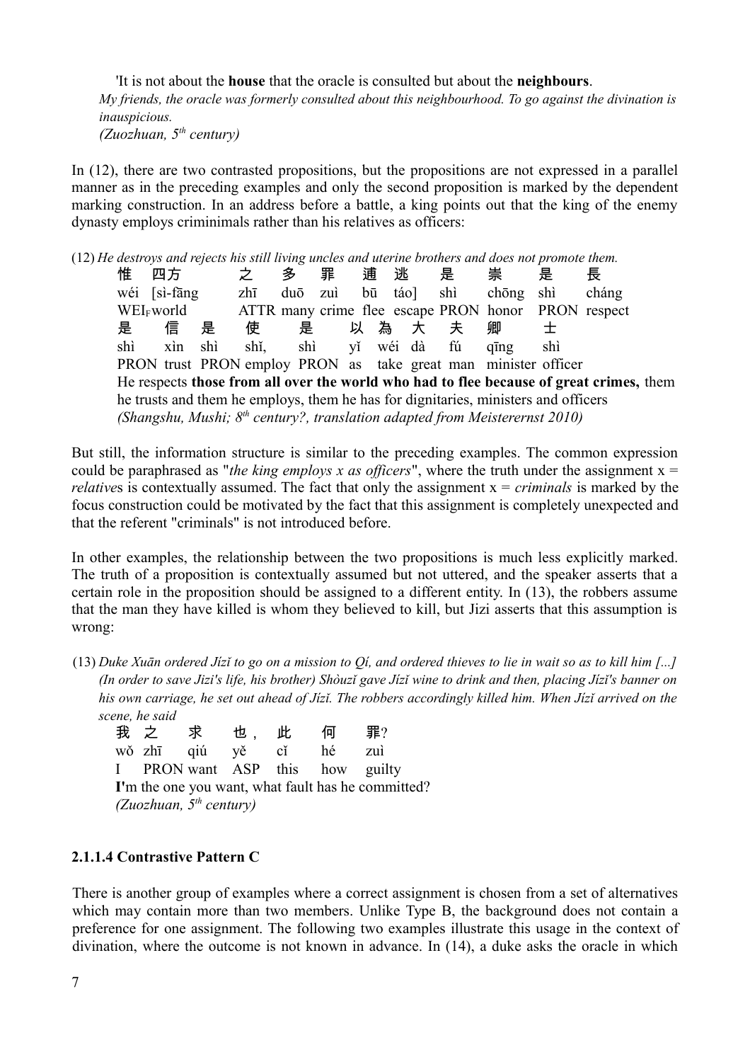'It is not about the **house** that the oracle is consulted but about the **neighbours**.

*My friends, the oracle was formerly consulted about this neighbourhood. To go against the divination is inauspicious.*
*(Zuozhuan, 5th century)*

In (12), there are two contrasted propositions, but the propositions are not expressed in a parallel manner as in the preceding examples and only the second proposition is marked by the dependent marking construction. In an address before a battle, a king points out that the king of the enemy dynasty employs criminimals rather than his relatives as officers:

(12) *He destroys and rejects his still living uncles and uterine brothers and does not promote them.*

| 惟 | 四方 | 之 | 多 | 罪 | 逋 | 逃 | 是 | 崇 | 是 | 長 |
|---|---|---|---|---|---|---|---|---|---|---|
| wéi | [sì-fāng | zhī | duō | zuì | bū | táo] | shì | chōng | shì | cháng |
| $WEI_F$ | world | ATTR | many | crime | flee | escape | PRON | honor | PRON | respect |

| 是 | 信 | 是 | 使 | 是 | 以 | 為 | 大 | 夫 | 卿 | 士 |
|---|---|---|---|---|---|---|---|---|---|---|
| shì | xìn | shì | shǐ, | shì | yǐ | wéi | dà | fú | qīng | shì |
| PRON | trust | PRON | employ | PRON | as | take | great | man | minister | officer |

He respects **those from all over the world who had to flee because of great crimes,** them he trusts and them he employs, them he has for dignitaries, ministers and officers
*(Shangshu, Mushi; 8th century?, translation adapted from Meisterernst 2010)*

But still, the information structure is similar to the preceding examples. The common expression could be paraphrased as "*the king employs x as officers*", where the truth under the assignment x = *relative*s is contextually assumed. The fact that only the assignment x = *criminals* is marked by the focus construction could be motivated by the fact that this assignment is completely unexpected and that the referent "criminals" is not introduced before.

In other examples, the relationship between the two propositions is much less explicitly marked. The truth of a proposition is contextually assumed but not uttered, and the speaker asserts that a certain role in the proposition should be assigned to a different entity. In (13), the robbers assume that the man they have killed is whom they believed to kill, but Jizi asserts that this assumption is wrong:

(13) *Duke Xuān ordered Jízǐ to go on a mission to Qí, and ordered thieves to lie in wait so as to kill him [...] (In order to save Jizi's life, his brother) Shòuzǐ gave Jízǐ wine to drink and then, placing Jízǐ's banner on his own carriage, he set out ahead of Jízǐ. The robbers accordingly killed him. When Jízǐ arrived on the scene, he said*

| 我 | 之 | 求 | 也， | 此 | 何 | 罪? |
|---|---|---|---|---|---|---|
| wǒ | zhī | qiú | yě | cǐ | hé | zuì |
| I | PRON | want | ASP | this | how | guilty |

**I**'m the one you want, what fault has he committed?
*(Zuozhuan, 5th century)*

#### 2.1.1.4 Contrastive Pattern C

There is another group of examples where a correct assignment is chosen from a set of alternatives which may contain more than two members. Unlike Type B, the background does not contain a preference for one assignment. The following two examples illustrate this usage in the context of divination, where the outcome is not known in advance. In (14), a duke asks the oracle in which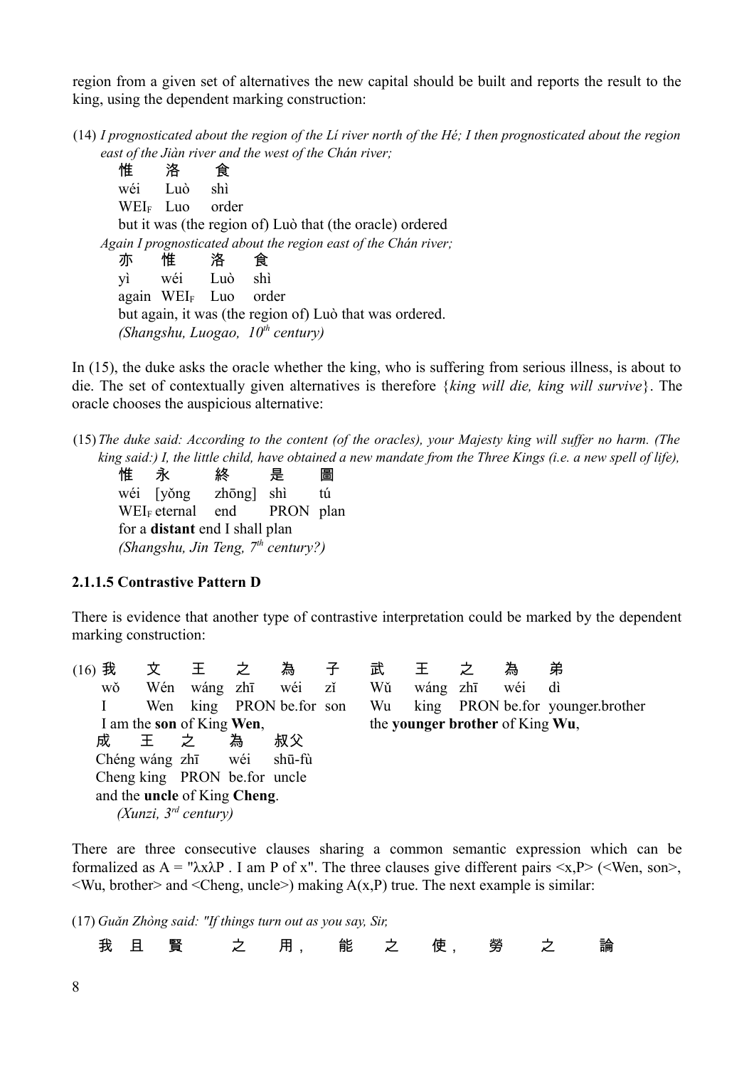region from a given set of alternatives the new capital should be built and reports the result to the king, using the dependent marking construction:

(14) *I prognosticated about the region of the Lí river north of the Hé; I then prognosticated about the region east of the Jiàn river and the west of the Chán river;*

惟 洛 食
wéi Luò shì
$WEI_F$ Luo order
but it was (the region of) Luò that (the oracle) ordered

*Again I prognosticated about the region east of the Chán river;*

亦 惟 洛 食
yì wéi Luò shì
again $WEI_F$ Luo order
but again, it was (the region of) Luò that was ordered.
*(Shangshu, Luogao, 10th century)*

In (15), the duke asks the oracle whether the king, who is suffering from serious illness, is about to die. The set of contextually given alternatives is therefore {*king will die, king will survive*}. The oracle chooses the auspicious alternative:

(15) *The duke said: According to the content (of the oracles), your Majesty king will suffer no harm. (The king said:) I, the little child, have obtained a new mandate from the Three Kings (i.e. a new spell of life),*

惟 永 終 是 圖
wéi [yǒng zhōng] shì tú
$WEI_F$ eternal end PRON plan
for a **distant** end I shall plan
*(Shangshu, Jin Teng, 7th century?)*

### 2.1.1.5 Contrastive Pattern D

There is evidence that another type of contrastive interpretation could be marked by the dependent marking construction:

(16) 我 文 王 之 為 子 武 王 之 為 弟
wǒ Wén wáng zhī wéi zǐ Wǔ wáng zhī wéi dì
I Wen king PRON be.for son Wu king PRON be.for younger.brother
I am the **son** of King **Wen**, the **younger brother** of King **Wu**,

成 王 之 為 叔父
Chéng wáng zhī wéi shū-fù
Cheng king PRON be.for uncle
and the **uncle** of King **Cheng**.
*(Xunzi, 3rd century)*

There are three consecutive clauses sharing a common semantic expression which can be formalized as A = "λxλP . I am P of x". The three clauses give different pairs <x,P> (<Wen, son>, <Wu, brother> and <Cheng, uncle>) making A(x,P) true. The next example is similar:

(17) *Guǎn Zhòng said: "If things turn out as you say, Sir,*

我 且 賢 之 用， 能 之 使， 勞 之 論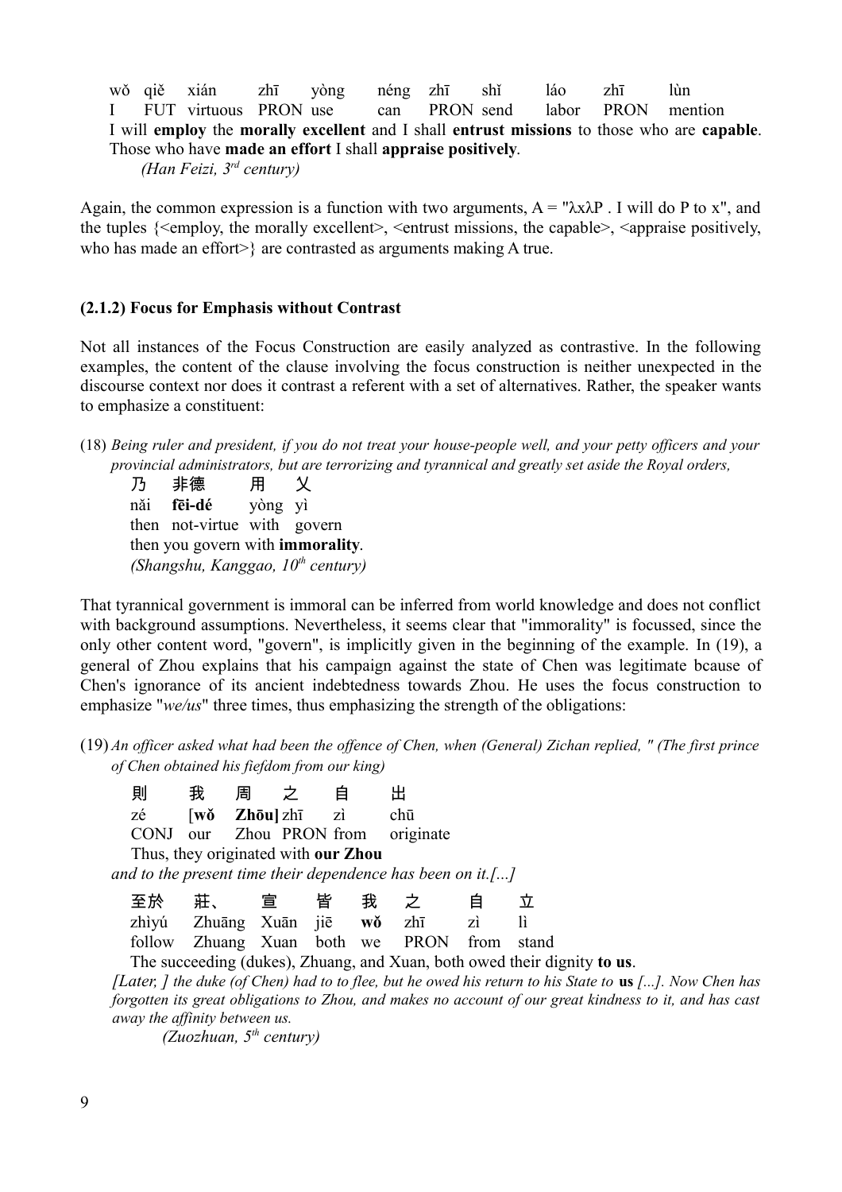wǒ qiě xián zhī yòng néng zhī shǐ láo zhī lùn
I FUT virtuous PRON use can PRON send labor PRON mention
I will **employ** the **morally excellent** and I shall **entrust missions** to those who are **capable**. Those who have **made an effort** I shall **appraise positively**.
*(Han Feizi, 3rd century)*

Again, the common expression is a function with two arguments, A = "λxλP . I will do P to x", and the tuples {<employ, the morally excellent>, <entrust missions, the capable>, <appraise positively, who has made an effort>} are contrasted as arguments making A true.

### (2.1.2) Focus for Emphasis without Contrast

Not all instances of the Focus Construction are easily analyzed as contrastive. In the following examples, the content of the clause involving the focus construction is neither unexpected in the discourse context nor does it contrast a referent with a set of alternatives. Rather, the speaker wants to emphasize a constituent:

(18) *Being ruler and president, if you do not treat your house-people well, and your petty officers and your provincial administrators, but are terrorizing and tyrannical and greatly set aside the Royal orders,*

乃 非德 用 乂
nǎi **fēi-dé** yòng yì
then not-virtue with govern
then you govern with **immorality**.
*(Shangshu, Kanggao, 10th century)*

That tyrannical government is immoral can be inferred from world knowledge and does not conflict with background assumptions. Nevertheless, it seems clear that "immorality" is focussed, since the only other content word, "govern", is implicitly given in the beginning of the example. In (19), a general of Zhou explains that his campaign against the state of Chen was legitimate bcause of Chen's ignorance of its ancient indebtedness towards Zhou. He uses the focus construction to emphasize "*we/us*" three times, thus emphasizing the strength of the obligations:

(19) *An officer asked what had been the offence of Chen, when (General) Zichan replied, " (The first prince of Chen obtained his fiefdom from our king)*

則 我 周 之 自 出
zé [**wǒ** **Zhōu**] zhī zì chū
CONJ our Zhou PRON from originate
Thus, they originated with **our Zhou**
*and to the present time their dependence has been on it.[...]*

至於 莊、 宣 皆 我 之 自 立
zhìyú Zhuāng Xuān jiē **wǒ** zhī zì lì
follow Zhuang Xuan both we PRON from stand
The succeeding (dukes), Zhuang, and Xuan, both owed their dignity **to us**.
*[Later, ] the duke (of Chen) had to to flee, but he owed his return to his State to* **us** *[...]. Now Chen has forgotten its great obligations to Zhou, and makes no account of our great kindness to it, and has cast away the affinity between us.*
*(Zuozhuan, 5th century)*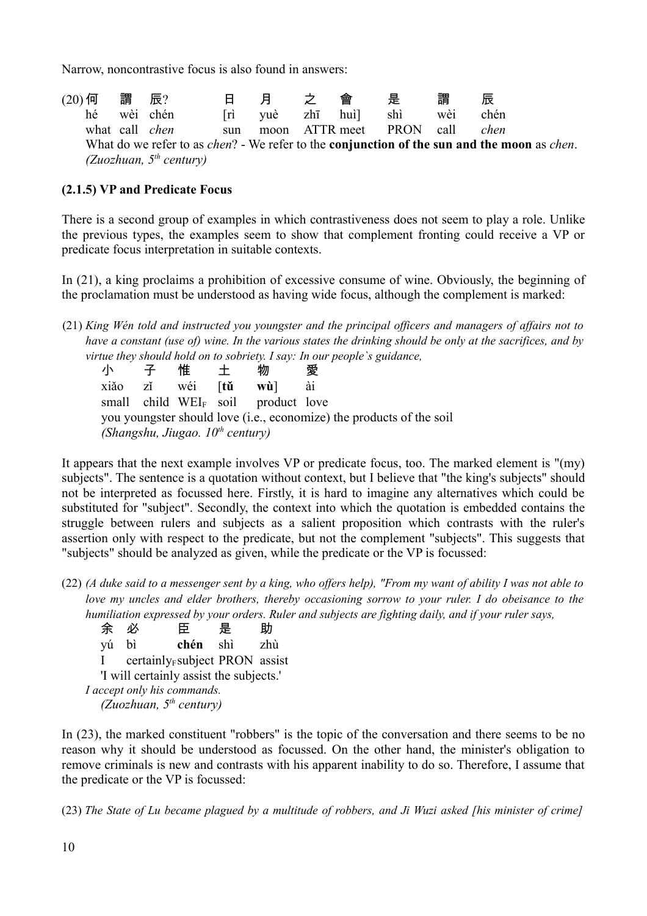Narrow, noncontrastive focus is also found in answers:

(20) 何　謂　辰?　　日　月　之　會　是　謂　辰
hé　wèi　chén　　[rì　yuè　zhī　huì]　shì　wèi　chén
what　call　*chen*　　sun　moon　ATTR meet　PRON　call　*chen*
What do we refer to as *chen*? - We refer to the **conjunction of the sun and the moon** as *chen*.
*(Zuozhuan, 5th century)*

**(2.1.5) VP and Predicate Focus**

There is a second group of examples in which contrastiveness does not seem to play a role. Unlike the previous types, the examples seem to show that complement fronting could receive a VP or predicate focus interpretation in suitable contexts.

In (21), a king proclaims a prohibition of excessive consume of wine. Obviously, the beginning of the proclamation must be understood as having wide focus, although the complement is marked:

(21) *King Wén told and instructed you youngster and the principal officers and managers of affairs not to have a constant (use of) wine. In the various states the drinking should be only at the sacrifices, and by virtue they should hold on to sobriety. I say: In our people`s guidance,*
小　子　惟　土　物　愛
xiǎo　zǐ　wéi　[**tǔ**　**wù**]　ài
small　child　$\text{WEI}_F$　soil　product　love
you youngster should love (i.e., economize) the products of the soil
*(Shangshu, Jiugao. 10th century)*

It appears that the next example involves VP or predicate focus, too. The marked element is "(my) subjects". The sentence is a quotation without context, but I believe that "the king's subjects" should not be interpreted as focussed here. Firstly, it is hard to imagine any alternatives which could be substituted for "subject". Secondly, the context into which the quotation is embedded contains the struggle between rulers and subjects as a salient proposition which contrasts with the ruler's assertion only with respect to the predicate, but not the complement "subjects". This suggests that "subjects" should be analyzed as given, while the predicate or the VP is focussed:

(22) *(A duke said to a messenger sent by a king, who offers help), "From my want of ability I was not able to love my uncles and elder brothers, thereby occasioning sorrow to your ruler. I do obeisance to the humiliation expressed by your orders. Ruler and subjects are fighting daily, and if your ruler says,*
余　必　臣　是　助
yú　bì　**chén**　shì　zhù
I　$\text{certainly}_F$ subject　PRON　assist
'I will certainly assist the subjects.'
*I accept only his commands.*
*(Zuozhuan, 5th century)*

In (23), the marked constituent "robbers" is the topic of the conversation and there seems to be no reason why it should be understood as focussed. On the other hand, the minister's obligation to remove criminals is new and contrasts with his apparent inability to do so. Therefore, I assume that the predicate or the VP is focussed:

(23) *The State of Lu became plagued by a multitude of robbers, and Ji Wuzi asked [his minister of crime]*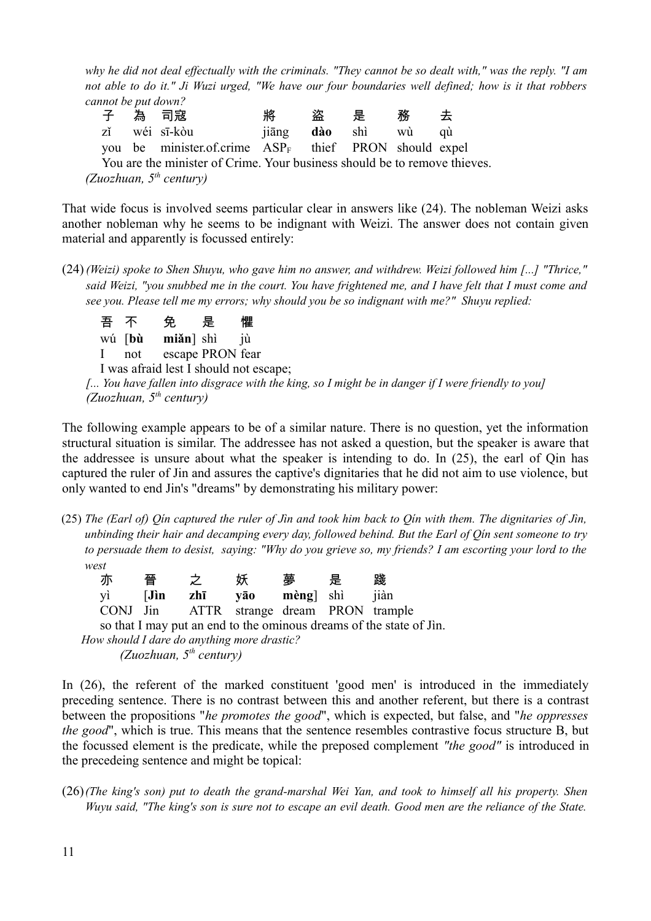*why he did not deal effectually with the criminals. "They cannot be so dealt with," was the reply. "I am not able to do it." Ji Wuzi urged, "We have our four boundaries well defined; how is it that robbers cannot be put down?*

| 子 | 為 | 司寇 | 將 | 盜 | 是 | 務 | 去 |
|---|---|---|---|---|---|---|---|
| zǐ | wéi | sī-kòu | jiāng | **dào** | shì | wù | qù |
| you | be | minister.of.crime | $ASP_F$ | thief | PRON | should | expel |

You are the minister of Crime. Your business should be to remove thieves.

*(Zuozhuan, 5th century)*

That wide focus is involved seems particular clear in answers like (24). The nobleman Weizi asks another nobleman why he seems to be indignant with Weizi. The answer does not contain given material and apparently is focussed entirely:

(24) *(Weizi) spoke to Shen Shuyu, who gave him no answer, and withdrew. Weizi followed him [...] "Thrice," said Weizi, "you snubbed me in the court. You have frightened me, and I have felt that I must come and see you. Please tell me my errors; why should you be so indignant with me?" Shuyu replied:*

| 吾 | 不 | 免 | 是 | 懼 |
|---|---|---|---|---|
| wú | [**bù** | **miǎn**] | shì | jù |
| I | not | escape | PRON | fear |

I was afraid lest I should not escape;

*[... You have fallen into disgrace with the king, so I might be in danger if I were friendly to you]*
*(Zuozhuan, 5th century)*

The following example appears to be of a similar nature. There is no question, yet the information structural situation is similar. The addressee has not asked a question, but the speaker is aware that the addressee is unsure about what the speaker is intending to do. In (25), the earl of Qin has captured the ruler of Jin and assures the captive's dignitaries that he did not aim to use violence, but only wanted to end Jin's "dreams" by demonstrating his military power:

(25) *The (Earl of) Qín captured the ruler of Jìn and took him back to Qín with them. The dignitaries of Jìn, unbinding their hair and decamping every day, followed behind. But the Earl of Qín sent someone to try to persuade them to desist, saying: "Why do you grieve so, my friends? I am escorting your lord to the west*

| 亦 | 晉 | 之 | 妖 | 夢 | 是 | 踐 |
|---|---|---|---|---|---|---|
| yì | [**Jìn** | **zhī** | **yāo** | **mèng**] | shì | jiàn |
| CONJ | Jin | ATTR | strange | dream | PRON | trample |

so that I may put an end to the ominous dreams of the state of Jìn.

*How should I dare do anything more drastic?*
*(Zuozhuan, 5th century)*

In (26), the referent of the marked constituent 'good men' is introduced in the immediately preceding sentence. There is no contrast between this and another referent, but there is a contrast between the propositions "*he promotes the good*", which is expected, but false, and "*he oppresses the good*", which is true. This means that the sentence resembles contrastive focus structure B, but the focussed element is the predicate, while the preposed complement *"the good"* is introduced in the precedeing sentence and might be topical:

(26) *(The king's son) put to death the grand-marshal Wei Yan, and took to himself all his property. Shen Wuyu said, "The king's son is sure not to escape an evil death. Good men are the reliance of the State.*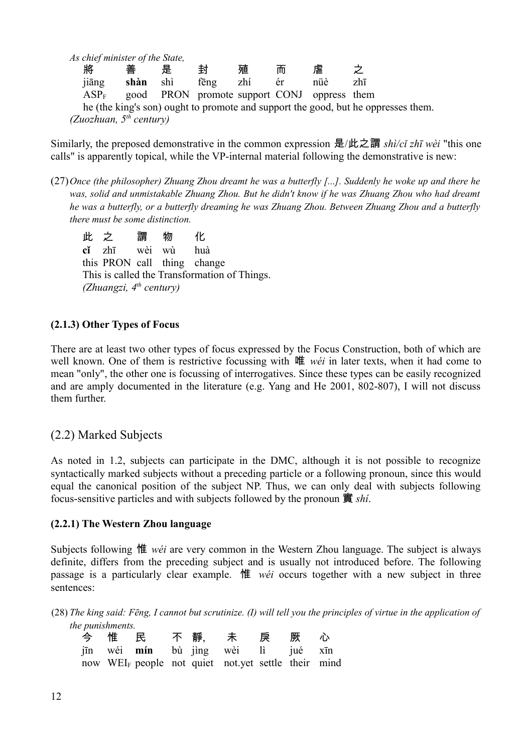*As chief minister of the State,*

| 將 | 善 | 是 | 封 | 殖 | 而 | 虐 | 之 |
|---|---|---|---|---|---|---|---|
| jiāng | **shàn** | shì | fēng | zhí | ér | nüè | zhī |
| $ASP_F$ | good | PRON | promote | support | CONJ | oppress | them |

he (the king's son) ought to promote and support the good, but he oppresses them.
*(Zuozhuan, 5th century)*

Similarly, the preposed demonstrative in the common expression 是/此之謂 *shì/cǐ zhī wèi* "this one calls" is apparently topical, while the VP-internal material following the demonstrative is new:

(27) *Once (the philosopher) Zhuang Zhou dreamt he was a butterfly [...]. Suddenly he woke up and there he was, solid and unmistakable Zhuang Zhou. But he didn't know if he was Zhuang Zhou who had dreamt he was a butterfly, or a butterfly dreaming he was Zhuang Zhou. Between Zhuang Zhou and a butterfly there must be some distinction.*

| 此 | 之 | 謂 | 物 | 化 |
|---|---|---|---|---|
| **cǐ** | zhī | wèi | wù | huà |
| this | PRON | call | thing | change |

This is called the Transformation of Things.
*(Zhuangzi, 4th century)*

#### (2.1.3) Other Types of Focus

There are at least two other types of focus expressed by the Focus Construction, both of which are well known. One of them is restrictive focussing with 唯 *wéi* in later texts, when it had come to mean "only", the other one is focussing of interrogatives. Since these types can be easily recognized and are amply documented in the literature (e.g. Yang and He 2001, 802-807), I will not discuss them further.

### (2.2) Marked Subjects

As noted in 1.2, subjects can participate in the DMC, although it is not possible to recognize syntactically marked subjects without a preceding particle or a following pronoun, since this would equal the canonical position of the subject NP. Thus, we can only deal with subjects following focus-sensitive particles and with subjects followed by the pronoun 實 *shí*.

#### (2.2.1) The Western Zhou language

Subjects following 惟 *wéi* are very common in the Western Zhou language. The subject is always definite, differs from the preceding subject and is usually not introduced before. The following passage is a particularly clear example. 惟 *wéi* occurs together with a new subject in three sentences:

(28) *The king said: Fēng, I cannot but scrutinize. (I) will tell you the principles of virtue in the application of the punishments.*

| 今 | 惟 | 民 | 不 | 靜, | 未 | 戾 | 厥 | 心 |
|---|---|---|---|---|---|---|---|---|
| jīn | wéi | **mín** | bù | jìng | wèi | lì | jué | xīn |
| now | $WEI_F$ | people | not | quiet | not.yet | settle | their | mind |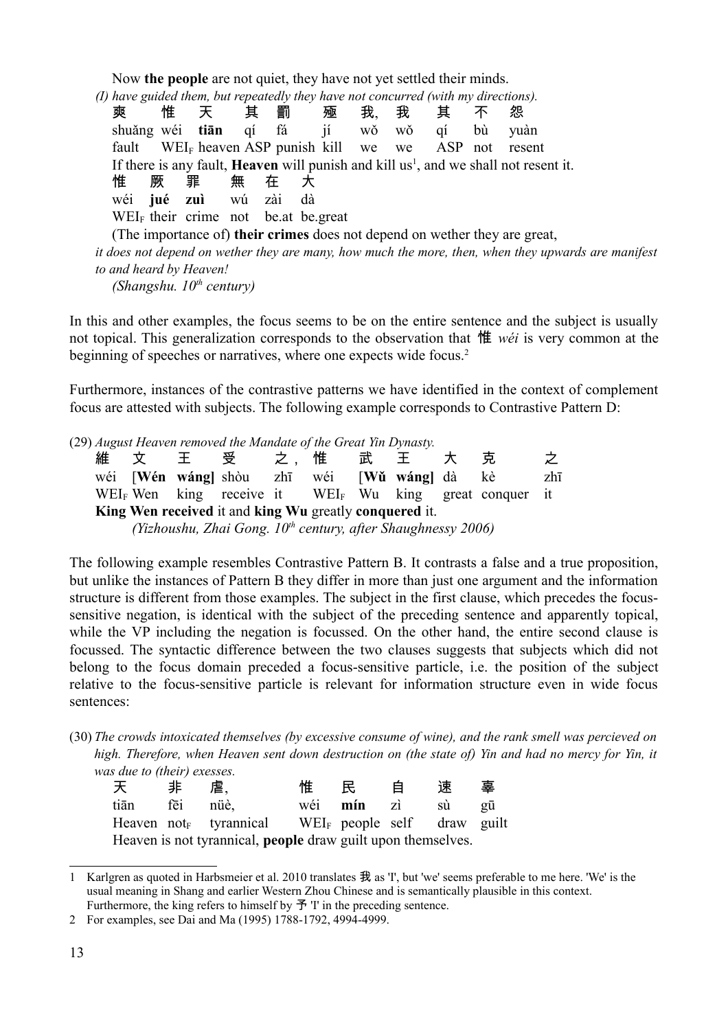Now **the people** are not quiet, they have not yet settled their minds.

*(I) have guided them, but repeatedly they have not concurred (with my directions).*

爽 惟 天 其 罰 殛 我, 我 其 不 怨
shuǎng wéi **tiān** qí fá jí wǒ wǒ qí bù yuàn
fault $\text{WEI}_F$ heaven ASP punish kill we we ASP not resent
If there is any fault, **Heaven** will punish and kill us[1], and we shall not resent it.

惟 厥 罪 無 在 大
wéi **jué zuì** wú zài dà
$\text{WEI}_F$ their crime not be.at be.great
(The importance of) **their crimes** does not depend on wether they are great,

*it does not depend on wether they are many, how much the more, then, when they upwards are manifest to and heard by Heaven!*

*(Shangshu. 10th century)*

In this and other examples, the focus seems to be on the entire sentence and the subject is usually not topical. This generalization corresponds to the observation that 惟 *wéi* is very common at the beginning of speeches or narratives, where one expects wide focus.[2]

Furthermore, instances of the contrastive patterns we have identified in the context of complement focus are attested with subjects. The following example corresponds to Contrastive Pattern D:

(29) *August Heaven removed the Mandate of the Great Yin Dynasty.*

維 文 王 受 之, 惟 武 王 大 克 之
wéi [**Wén wáng**] shòu zhī wéi [**Wǔ wáng**] dà kè zhī
$\text{WEI}_F$ Wen king receive it $\text{WEI}_F$ Wu king great conquer it
**King Wen received** it and **king Wu** greatly **conquered** it.

*(Yizhoushu, Zhai Gong. 10th century, after Shaughnessy 2006)*

The following example resembles Contrastive Pattern B. It contrasts a false and a true proposition, but unlike the instances of Pattern B they differ in more than just one argument and the information structure is different from those examples. The subject in the first clause, which precedes the focus-sensitive negation, is identical with the subject of the preceding sentence and apparently topical, while the VP including the negation is focussed. On the other hand, the entire second clause is focussed. The syntactic difference between the two clauses suggests that subjects which did not belong to the focus domain preceded a focus-sensitive particle, i.e. the position of the subject relative to the focus-sensitive particle is relevant for information structure even in wide focus sentences:

(30) *The crowds intoxicated themselves (by excessive consume of wine), and the rank smell was percieved on high. Therefore, when Heaven sent down destruction on (the state of) Yin and had no mercy for Yin, it was due to (their) exsesses.*

天 非 虐, 惟 民 自 速 辜
tiān fēi nüè, wéi **mín** zì sù gū
Heaven $\text{not}_F$ tyrannical $\text{WEI}_F$ people self draw guilt
Heaven is not tyrannical, **people** draw guilt upon themselves.

---

1 Karlgren as quoted in Harbsmeier et al. 2010 translates 我 as 'I', but 'we' seems preferable to me here. 'We' is the usual meaning in Shang and earlier Western Zhou Chinese and is semantically plausible in this context. Furthermore, the king refers to himself by 予 'I' in the preceding sentence.

2 For examples, see Dai and Ma (1995) 1788-1792, 4994-4999.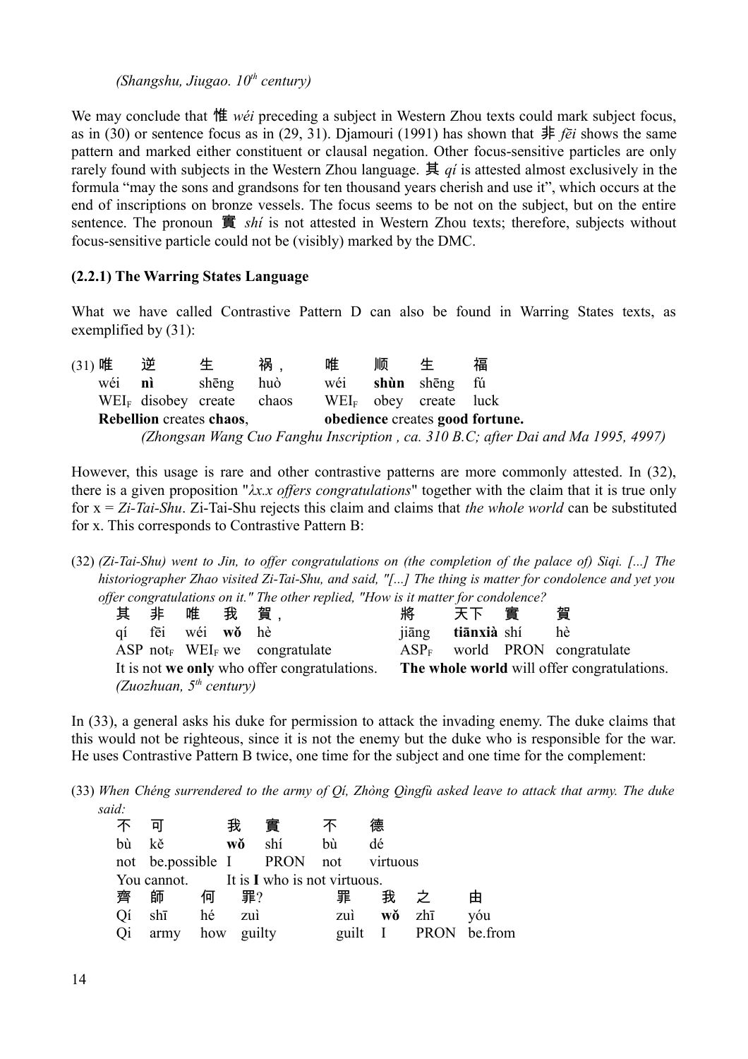*(Shangshu, Jiugao. 10th century)*

We may conclude that 惟 *wéi* preceding a subject in Western Zhou texts could mark subject focus, as in (30) or sentence focus as in (29, 31). Djamouri (1991) has shown that 非 *fēi* shows the same pattern and marked either constituent or clausal negation. Other focus-sensitive particles are only rarely found with subjects in the Western Zhou language. 其 *qí* is attested almost exclusively in the formula "may the sons and grandsons for ten thousand years cherish and use it", which occurs at the end of inscriptions on bronze vessels. The focus seems to be not on the subject, but on the entire sentence. The pronoun 實 *shí* is not attested in Western Zhou texts; therefore, subjects without focus-sensitive particle could not be (visibly) marked by the DMC.

### (2.2.1) The Warring States Language

What we have called Contrastive Pattern D can also be found in Warring States texts, as exemplified by (31):

(31)

| 唯 | 逆 | 生 | 祸， | 唯 | 顺 | 生 | 福 |
|---|---|---|---|---|---|---|---|
| wéi | **nì** | shēng | huò | wéi | **shùn** | shēng | fú |
| $\text{WEI}_\text{F}$ | disobey | create | chaos | $\text{WEI}_\text{F}$ | obey | create | luck |

**Rebellion** creates **chaos**, **obedience** creates **good fortune.**

*(Zhongsan Wang Cuo Fanghu Inscription , ca. 310 B.C; after Dai and Ma 1995, 4997)*

However, this usage is rare and other contrastive patterns are more commonly attested. In (32), there is a given proposition "*λx.x offers congratulations*" together with the claim that it is true only for x = *Zi-Tai-Shu*. Zi-Tai-Shu rejects this claim and claims that *the whole world* can be substituted for x. This corresponds to Contrastive Pattern B:

(32) *(Zi-Tai-Shu) went to Jin, to offer congratulations on (the completion of the palace of) Siqi. [...] The historiographer Zhao visited Zi-Tai-Shu, and said, "[...] The thing is matter for condolence and yet you offer congratulations on it." The other replied, "How is it matter for condolence?*

| 其 | 非 | 唯 | 我 | 賀， | 將 | 天下 | 實 | 賀 |
|---|---|---|---|---|---|---|---|---|
| qí | fēi | wéi | **wǒ** | hè | jiāng | **tiānxià** | shí | hè |
| ASP | $\text{not}_\text{F}$ | $\text{WEI}_\text{F}$ | we | congratulate | $\text{ASP}_\text{F}$ | world | PRON | congratulate |

It is not **we only** who offer congratulations. **The whole world** will offer congratulations.

*(Zuozhuan, 5th century)*

In (33), a general asks his duke for permission to attack the invading enemy. The duke claims that this would not be righteous, since it is not the enemy but the duke who is responsible for the war. He uses Contrastive Pattern B twice, one time for the subject and one time for the complement:

(33) *When Chéng surrendered to the army of Qí, Zhòng Qìngfù asked leave to attack that army. The duke said:*

| 不 | 可 | 我 | 實 | 不 | 德 |
|---|---|---|---|---|---|
| bù | kě | **wǒ** | shí | bù | dé |
| not | be.possible | I | PRON | not | virtuous |

You cannot. It is **I** who is not virtuous.

| 齊 | 師 | 何 | 罪? | 罪 | 我 | 之 | 由 |
|---|---|---|---|---|---|---|---|
| Qí | shī | hé | zuì | zuì | **wǒ** | zhī | yóu |
| Qi | army | how | guilty | guilt | I | PRON | be.from |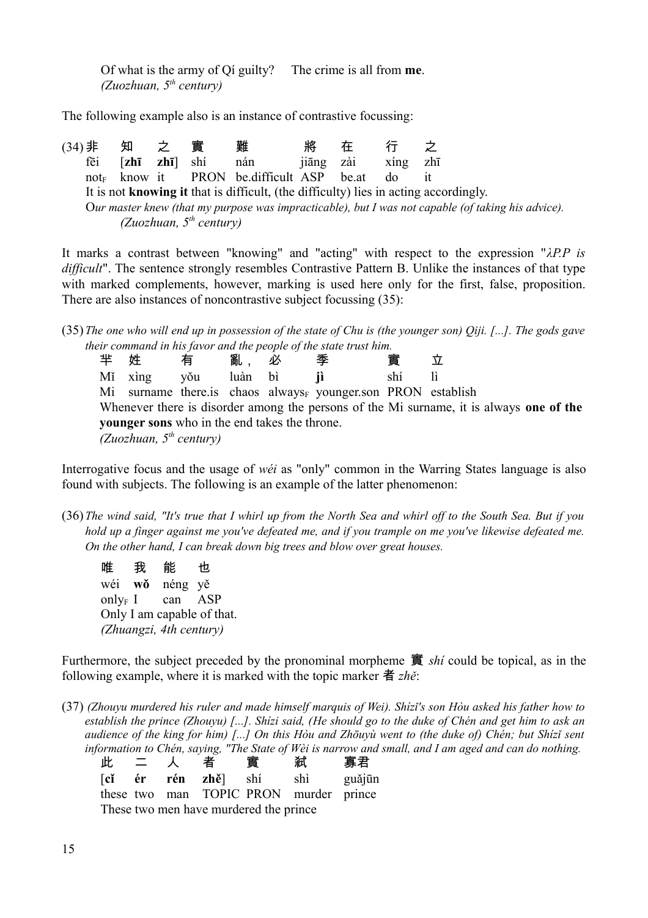Of what is the army of Qí guilty?   The crime is all from **me**.
*(Zuozhuan, 5th century)*

The following example also is an instance of contrastive focussing:

(34) 非 知 之 實 難 將 在 行 之
fēi [**zhī zhī**] shí nán jiāng zài xíng zhī
$\text{not}_F$ know it PRON be.difficult ASP be.at do it
It is not **knowing it** that is difficult, (the difficulty) lies in acting accordingly.
*Our master knew (that my purpose was impracticable), but I was not capable (of taking his advice).*
*(Zuozhuan, 5th century)*

It marks a contrast between "knowing" and "acting" with respect to the expression "*λP.P is difficult*". The sentence strongly resembles Contrastive Pattern B. Unlike the instances of that type with marked complements, however, marking is used here only for the first, false, proposition. There are also instances of noncontrastive subject focussing (35):

(35) *The one who will end up in possession of the state of Chu is (the younger son) Qiji. [...]. The gods gave their command in his favor and the people of the state trust him.*
芈 姓 有 亂， 必 季 實 立
Mǐ xìng yǒu luàn bì **jì** shí lì
Mi surname there.is chaos $\text{always}_F$ younger.son PRON establish
Whenever there is disorder among the persons of the Mi surname, it is always **one of the younger sons** who in the end takes the throne.
*(Zuozhuan, 5th century)*

Interrogative focus and the usage of *wéi* as "only" common in the Warring States language is also found with subjects. The following is an example of the latter phenomenon:

(36) *The wind said, "It's true that I whirl up from the North Sea and whirl off to the South Sea. But if you hold up a finger against me you've defeated me, and if you trample on me you've likewise defeated me. On the other hand, I can break down big trees and blow over great houses.*
唯 我 能 也
wéi **wǒ** néng yě
$\text{only}_F$ I can ASP
Only I am capable of that.
*(Zhuangzi, 4th century)*

Furthermore, the subject preceded by the pronominal morpheme 實 *shí* could be topical, as in the following example, where it is marked with the topic marker 者 *zhě*:

(37) *(Zhouyu murdered his ruler and made himself marquis of Wei). Shízi's son Hòu asked his father how to establish the prince (Zhouyu) [...]. Shízi said, (He should go to the duke of Chén and get him to ask an audience of the king for him) [...] On this Hòu and Zhōuyù went to (the duke of) Chén; but Shízi sent information to Chén, saying, "The State of Wèi is narrow and small, and I am aged and can do nothing.*
此 二 人 者 實 弒 寡君
[**cǐ ér rén zhě**] shí shì guǎjūn
these two man TOPIC PRON murder prince
These two men have murdered the prince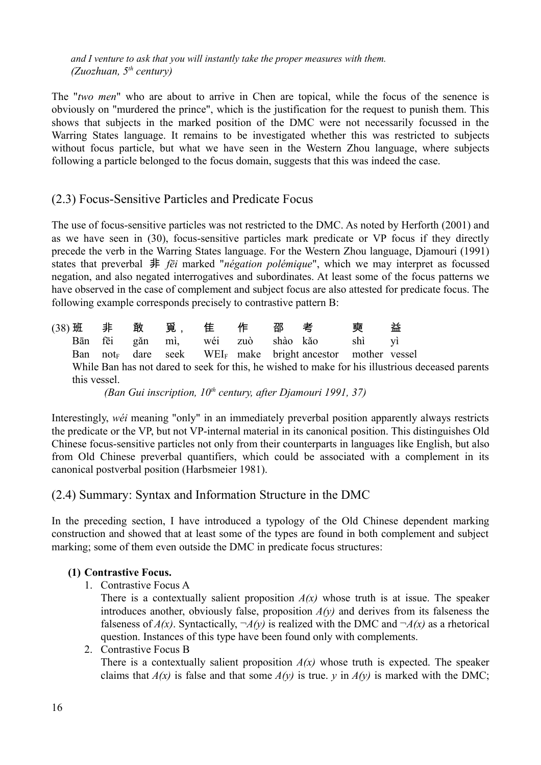*and I venture to ask that you will instantly take the proper measures with them.*
*(Zuozhuan, 5th century)*

The "*two men*" who are about to arrive in Chen are topical, while the focus of the senence is obviously on "murdered the prince", which is the justification for the request to punish them. This shows that subjects in the marked position of the DMC were not necessarily focussed in the Warring States language. It remains to be investigated whether this was restricted to subjects without focus particle, but what we have seen in the Western Zhou language, where subjects following a particle belonged to the focus domain, suggests that this was indeed the case.

## (2.3) Focus-Sensitive Particles and Predicate Focus

The use of focus-sensitive particles was not restricted to the DMC. As noted by Herforth (2001) and as we have seen in (30), focus-sensitive particles mark predicate or VP focus if they directly precede the verb in the Warring States language. For the Western Zhou language, Djamouri (1991) states that preverbal 非 *fēi* marked "*négation polémique*", which we may interpret as focussed negation, and also negated interrogatives and subordinates. At least some of the focus patterns we have observed in the case of complement and subject focus are also attested for predicate focus. The following example corresponds precisely to contrastive pattern B:

(38)

| 班 | 非 | 敢 | 覓， | 隹 | 作 | 邵 | 考 | 爽 | 益 |
|---|---|---|---|---|---|---|---|---|---|
| Bān | fēi | gǎn | mì, | wéi | zuò | shào | kǎo | shì | yì |
| Ban | $\text{not}_F$ | dare | seek | $\text{WEI}_F$ | make | bright | ancestor | mother | vessel |

While Ban has not dared to seek for this, he wished to make for his illustrious deceased parents this vessel.
*(Ban Gui inscription, 10th century, after Djamouri 1991, 37)*

Interestingly, *wéi* meaning "only" in an immediately preverbal position apparently always restricts the predicate or the VP, but not VP-internal material in its canonical position. This distinguishes Old Chinese focus-sensitive particles not only from their counterparts in languages like English, but also from Old Chinese preverbal quantifiers, which could be associated with a complement in its canonical postverbal position (Harbsmeier 1981).

## (2.4) Summary: Syntax and Information Structure in the DMC

In the preceding section, I have introduced a typology of the Old Chinese dependent marking construction and showed that at least some of the types are found in both complement and subject marking; some of them even outside the DMC in predicate focus structures:

**(1) Contrastive Focus.**

1. Contrastive Focus A
   There is a contextually salient proposition $A(x)$ whose truth is at issue. The speaker introduces another, obviously false, proposition $A(y)$ and derives from its falseness the falseness of $A(x)$. Syntactically, $\neg A(y)$ is realized with the DMC and $\neg A(x)$ as a rhetorical question. Instances of this type have been found only with complements.
2. Contrastive Focus B
   There is a contextually salient proposition $A(x)$ whose truth is expected. The speaker claims that $A(x)$ is false and that some $A(y)$ is true. $y$ in $A(y)$ is marked with the DMC;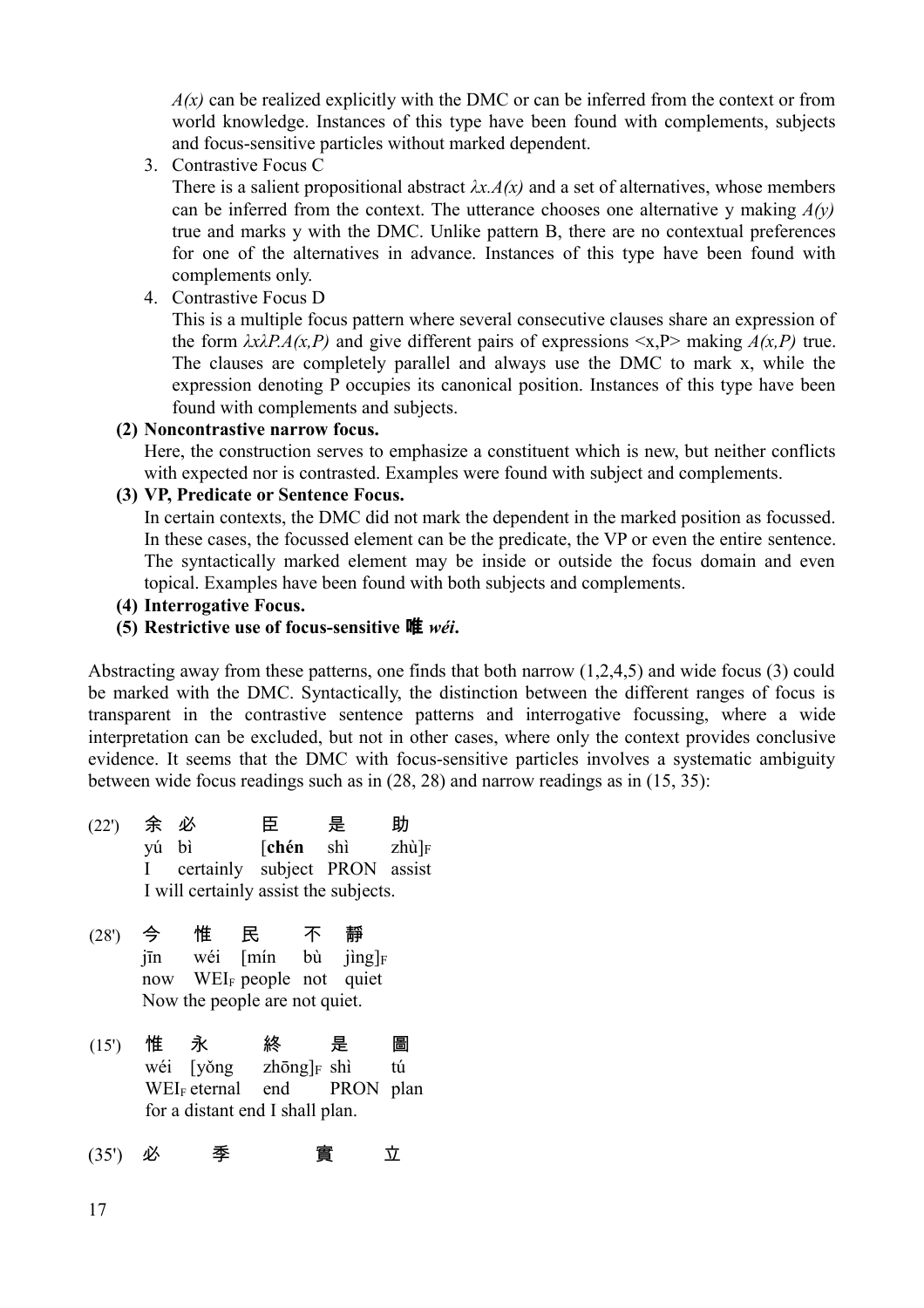*A(x)* can be realized explicitly with the DMC or can be inferred from the context or from world knowledge. Instances of this type have been found with complements, subjects and focus-sensitive particles without marked dependent.

3. Contrastive Focus C
   There is a salient propositional abstract $\lambda x.A(x)$ and a set of alternatives, whose members can be inferred from the context. The utterance chooses one alternative y making $A(y)$ true and marks y with the DMC. Unlike pattern B, there are no contextual preferences for one of the alternatives in advance. Instances of this type have been found with complements only.
4. Contrastive Focus D
   This is a multiple focus pattern where several consecutive clauses share an expression of the form $\lambda x \lambda P.A(x,P)$ and give different pairs of expressions <x,P> making $A(x,P)$ true. The clauses are completely parallel and always use the DMC to mark x, while the expression denoting P occupies its canonical position. Instances of this type have been found with complements and subjects.

**(2) Noncontrastive narrow focus.**
Here, the construction serves to emphasize a constituent which is new, but neither conflicts with expected nor is contrasted. Examples were found with subject and complements.

**(3) VP, Predicate or Sentence Focus.**
In certain contexts, the DMC did not mark the dependent in the marked position as focussed. In these cases, the focussed element can be the predicate, the VP or even the entire sentence. The syntactically marked element may be inside or outside the focus domain and even topical. Examples have been found with both subjects and complements.

**(4) Interrogative Focus.**

**(5) Restrictive use of focus-sensitive 唯 *wéi*.**

Abstracting away from these patterns, one finds that both narrow (1,2,4,5) and wide focus (3) could be marked with the DMC. Syntactically, the distinction between the different ranges of focus is transparent in the contrastive sentence patterns and interrogative focussing, where a wide interpretation can be excluded, but not in other cases, where only the context provides conclusive evidence. It seems that the DMC with focus-sensitive particles involves a systematic ambiguity between wide focus readings such as in (28, 28) and narrow readings as in (15, 35):

(22') 余 必 臣 是 助
yú bì [**chén** shì zhù]$_F$
I certainly subject PRON assist
I will certainly assist the subjects.

(28') 今 惟 民 不 靜
jīn wéi [mín bù jìng]$_F$
now WEI$_F$ people not quiet
Now the people are not quiet.

(15') 惟 永 終 是 圖
wéi [yǒng zhōng]$_F$ shì tú
WEI$_F$ eternal end PRON plan
for a distant end I shall plan.

(35') 必 季 實 立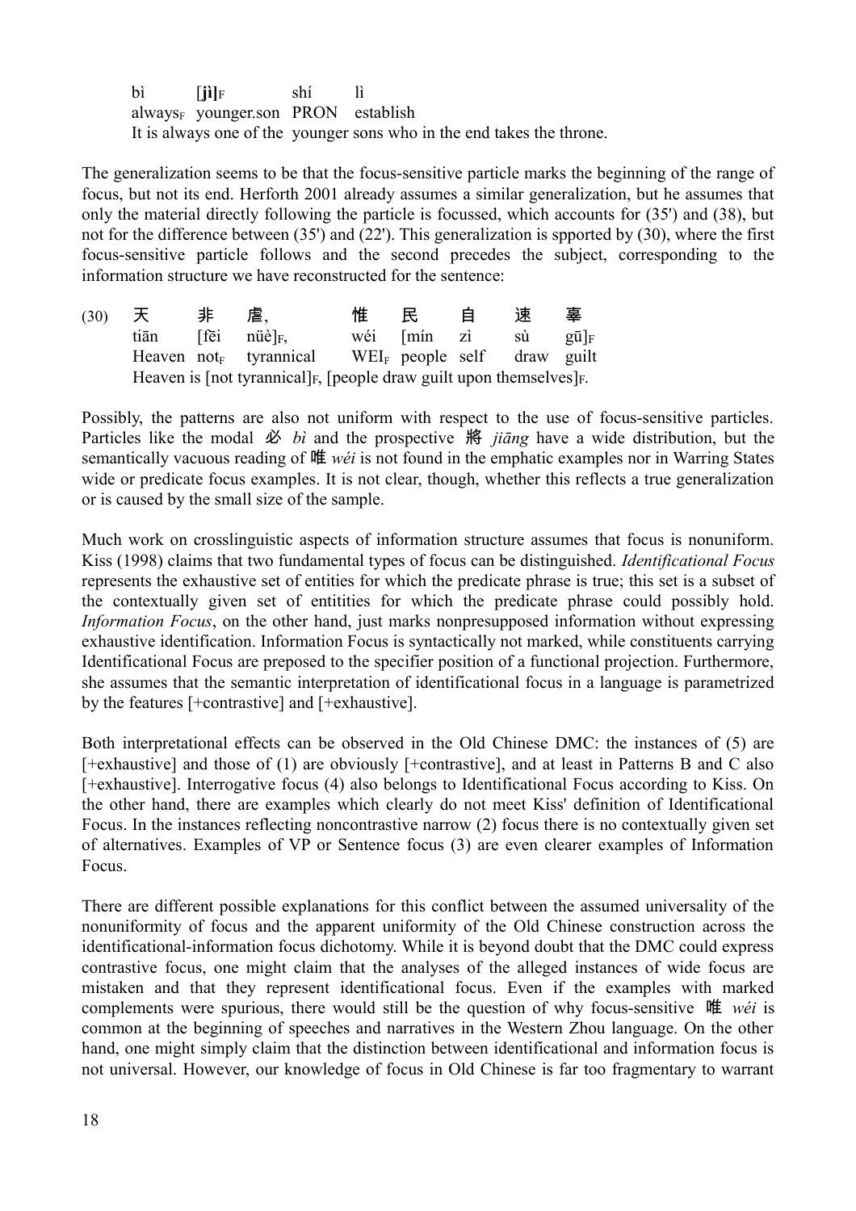bì [**jì**]F shí lì
always$_F$ younger.son PRON establish
It is always one of the younger sons who in the end takes the throne.

The generalization seems to be that the focus-sensitive particle marks the beginning of the range of focus, but not its end. Herforth 2001 already assumes a similar generalization, but he assumes that only the material directly following the particle is focussed, which accounts for (35') and (38), but not for the difference between (35') and (22'). This generalization is spported by (30), where the first focus-sensitive particle follows and the second precedes the subject, corresponding to the information structure we have reconstructed for the sentence:

(30) 天 非 虐, 惟 民 自 速 辜
tiān [fēi nüè]F, wéi [mín zì sù gū]F
Heaven not$_F$ tyrannical WEI$_F$ people self draw guilt
Heaven is [not tyrannical]F, [people draw guilt upon themselves]F.

Possibly, the patterns are also not uniform with respect to the use of focus-sensitive particles. Particles like the modal 必 *bì* and the prospective 將 *jiāng* have a wide distribution, but the semantically vacuous reading of 唯 *wéi* is not found in the emphatic examples nor in Warring States wide or predicate focus examples. It is not clear, though, whether this reflects a true generalization or is caused by the small size of the sample.

Much work on crosslinguistic aspects of information structure assumes that focus is nonuniform. Kiss (1998) claims that two fundamental types of focus can be distinguished. *Identificational Focus* represents the exhaustive set of entities for which the predicate phrase is true; this set is a subset of the contextually given set of entitities for which the predicate phrase could possibly hold. *Information Focus*, on the other hand, just marks nonpresupposed information without expressing exhaustive identification. Information Focus is syntactically not marked, while constituents carrying Identificational Focus are preposed to the specifier position of a functional projection. Furthermore, she assumes that the semantic interpretation of identificational focus in a language is parametrized by the features [+contrastive] and [+exhaustive].

Both interpretational effects can be observed in the Old Chinese DMC: the instances of (5) are [+exhaustive] and those of (1) are obviously [+contrastive], and at least in Patterns B and C also [+exhaustive]. Interrogative focus (4) also belongs to Identificational Focus according to Kiss. On the other hand, there are examples which clearly do not meet Kiss' definition of Identificational Focus. In the instances reflecting noncontrastive narrow (2) focus there is no contextually given set of alternatives. Examples of VP or Sentence focus (3) are even clearer examples of Information Focus.

There are different possible explanations for this conflict between the assumed universality of the nonuniformity of focus and the apparent uniformity of the Old Chinese construction across the identificational-information focus dichotomy. While it is beyond doubt that the DMC could express contrastive focus, one might claim that the analyses of the alleged instances of wide focus are mistaken and that they represent identificational focus. Even if the examples with marked complements were spurious, there would still be the question of why focus-sensitive 唯 *wéi* is common at the beginning of speeches and narratives in the Western Zhou language. On the other hand, one might simply claim that the distinction between identificational and information focus is not universal. However, our knowledge of focus in Old Chinese is far too fragmentary to warrant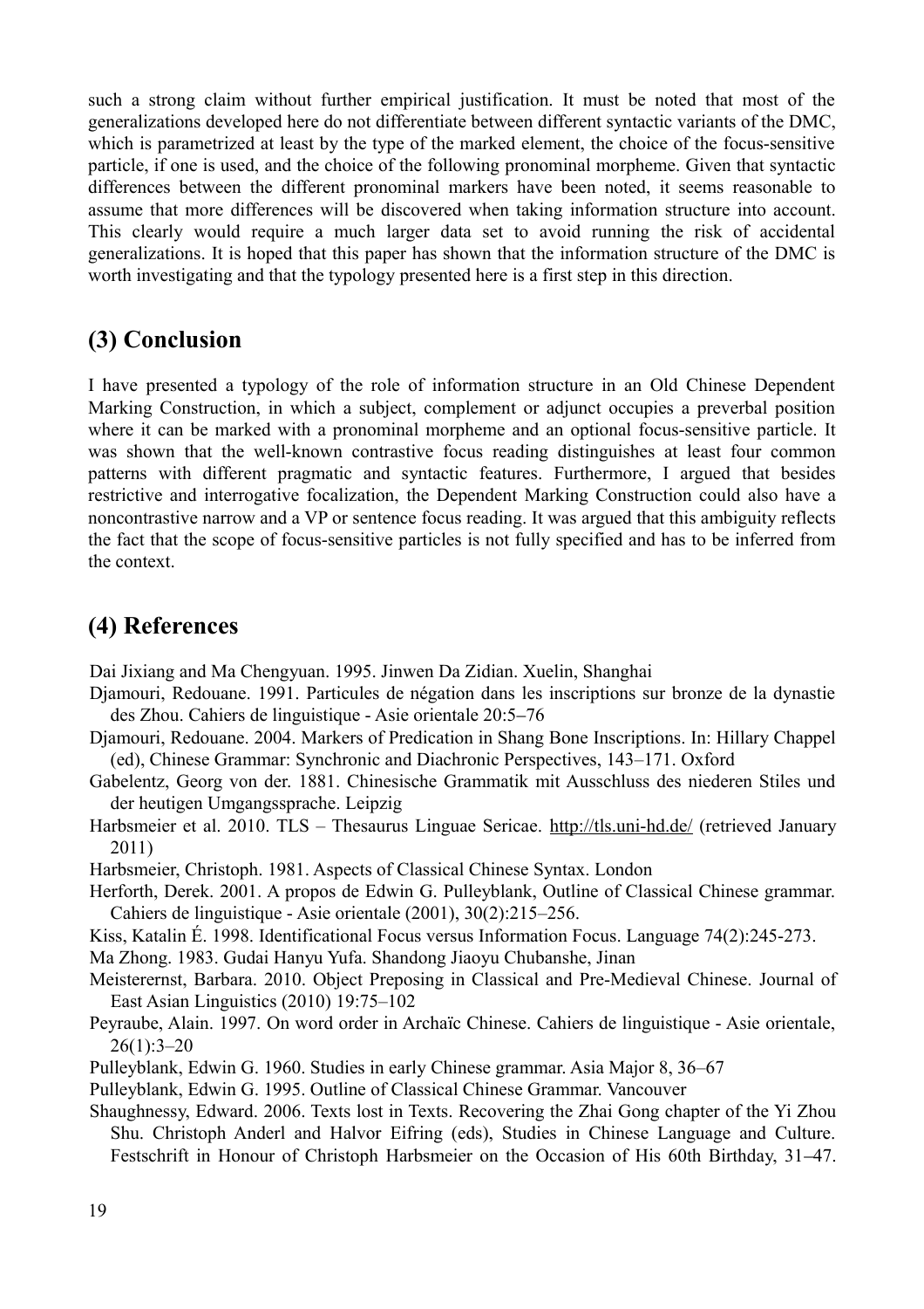such a strong claim without further empirical justification. It must be noted that most of the generalizations developed here do not differentiate between different syntactic variants of the DMC, which is parametrized at least by the type of the marked element, the choice of the focus-sensitive particle, if one is used, and the choice of the following pronominal morpheme. Given that syntactic differences between the different pronominal markers have been noted, it seems reasonable to assume that more differences will be discovered when taking information structure into account. This clearly would require a much larger data set to avoid running the risk of accidental generalizations. It is hoped that this paper has shown that the information structure of the DMC is worth investigating and that the typology presented here is a first step in this direction.

## (3) Conclusion

I have presented a typology of the role of information structure in an Old Chinese Dependent Marking Construction, in which a subject, complement or adjunct occupies a preverbal position where it can be marked with a pronominal morpheme and an optional focus-sensitive particle. It was shown that the well-known contrastive focus reading distinguishes at least four common patterns with different pragmatic and syntactic features. Furthermore, I argued that besides restrictive and interrogative focalization, the Dependent Marking Construction could also have a noncontrastive narrow and a VP or sentence focus reading. It was argued that this ambiguity reflects the fact that the scope of focus-sensitive particles is not fully specified and has to be inferred from the context.

## (4) References

Dai Jixiang and Ma Chengyuan. 1995. Jinwen Da Zidian. Xuelin, Shanghai

Djamouri, Redouane. 1991. Particules de négation dans les inscriptions sur bronze de la dynastie des Zhou. Cahiers de linguistique - Asie orientale 20:5–76

Djamouri, Redouane. 2004. Markers of Predication in Shang Bone Inscriptions. In: Hillary Chappel (ed), Chinese Grammar: Synchronic and Diachronic Perspectives, 143–171. Oxford

Gabelentz, Georg von der. 1881. Chinesische Grammatik mit Ausschluss des niederen Stiles und der heutigen Umgangssprache. Leipzig

Harbsmeier et al. 2010. TLS – Thesaurus Linguae Sericae. http://tls.uni-hd.de/ (retrieved January 2011)

Harbsmeier, Christoph. 1981. Aspects of Classical Chinese Syntax. London

Herforth, Derek. 2001. A propos de Edwin G. Pulleyblank, Outline of Classical Chinese grammar. Cahiers de linguistique - Asie orientale (2001), 30(2):215–256.

Kiss, Katalin É. 1998. Identificational Focus versus Information Focus. Language 74(2):245-273.

Ma Zhong. 1983. Gudai Hanyu Yufa. Shandong Jiaoyu Chubanshe, Jinan

Meisterernst, Barbara. 2010. Object Preposing in Classical and Pre-Medieval Chinese. Journal of East Asian Linguistics (2010) 19:75–102

Peyraube, Alain. 1997. On word order in Archaïc Chinese. Cahiers de linguistique - Asie orientale, 26(1):3–20

Pulleyblank, Edwin G. 1960. Studies in early Chinese grammar. Asia Major 8, 36–67

Pulleyblank, Edwin G. 1995. Outline of Classical Chinese Grammar. Vancouver

Shaughnessy, Edward. 2006. Texts lost in Texts. Recovering the Zhai Gong chapter of the Yi Zhou Shu. Christoph Anderl and Halvor Eifring (eds), Studies in Chinese Language and Culture. Festschrift in Honour of Christoph Harbsmeier on the Occasion of His 60th Birthday, 31–47.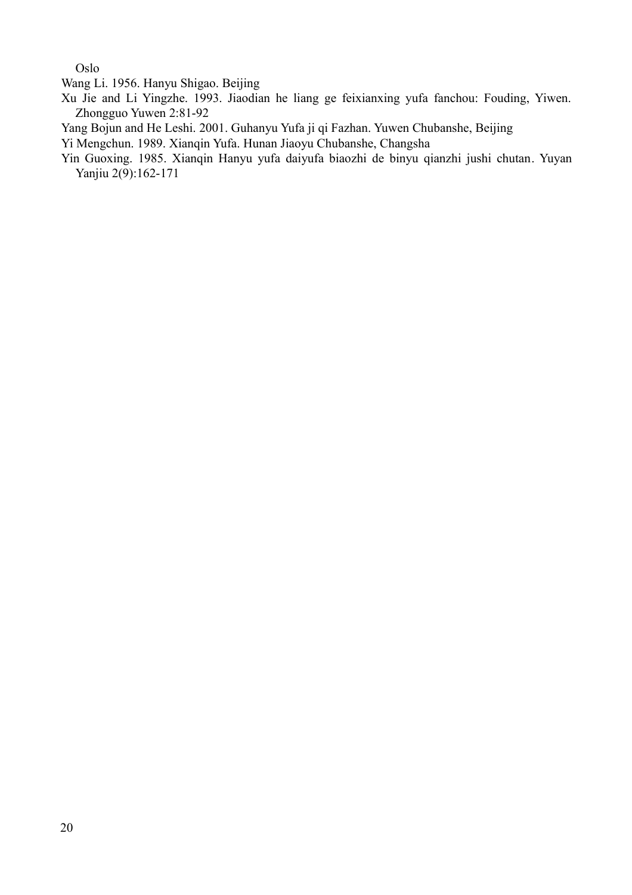Oslo

Wang Li. 1956. Hanyu Shigao. Beijing

Xu Jie and Li Yingzhe. 1993. Jiaodian he liang ge feixianxing yufa fanchou: Fouding, Yiwen. Zhongguo Yuwen 2:81-92

Yang Bojun and He Leshi. 2001. Guhanyu Yufa ji qi Fazhan. Yuwen Chubanshe, Beijing

Yi Mengchun. 1989. Xianqin Yufa. Hunan Jiaoyu Chubanshe, Changsha

Yin Guoxing. 1985. Xianqin Hanyu yufa daiyufa biaozhi de binyu qianzhi jushi chutan. Yuyan Yanjiu 2(9):162-171